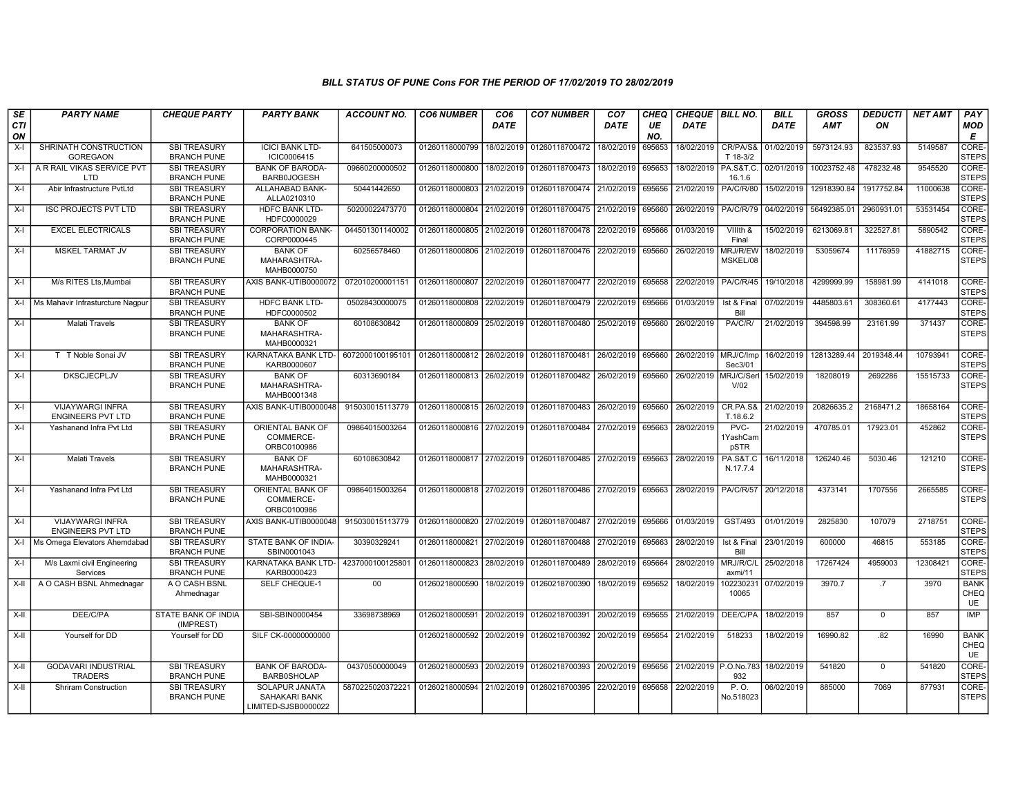### BILL STATUS OF PUNE Cons FOR THE PERIOD OF 17/02/2019 TO 28/02/2019

| SECTION | PARTY NAME | CHEQUE PARTY | PARTY BANK | ACCOUNT NO. | CO6 NUMBER | CO6 DATE | CO7 NUMBER | CO7 DATE | CHEQUE NO. | CHEQUE DATE | BILL NO. | BILL DATE | GROSS AMT | DEDUCTION | NET AMT | PAY MODE |
|---|---|---|---|---|---|---|---|---|---|---|---|---|---|---|---|---|
| X-I | SHRINATH CONSTRUCTION GOREGAON | SBI TREASURY BRANCH PUNE | ICICI BANK LTD-ICIC0006415 | 641505000073 | 01260118000799 | 18/02/2019 | 01260118700472 | 18/02/2019 | 695653 | 18/02/2019 | CR/PA/S& T 18-3/2 | 01/02/2019 | 5973124.93 | 823537.93 | 5149587 | CORE-STEPS |
| X-I | A R RAIL VIKAS SERVICE PVT LTD | SBI TREASURY BRANCH PUNE | BANK OF BARODA-BARB0JOGESH | 09660200000502 | 01260118000800 | 18/02/2019 | 01260118700473 | 18/02/2019 | 695653 | 18/02/2019 | PA.S&T.C. 16.1.6 | 02/01/2019 | 10023752.48 | 478232.48 | 9545520 | CORE-STEPS |
| X-I | Abir Infrastructure PvtLtd | SBI TREASURY BRANCH PUNE | ALLAHABAD BANK-ALLA0210310 | 50441442650 | 01260118000803 | 21/02/2019 | 01260118700474 | 21/02/2019 | 695656 | 21/02/2019 | PA/C/R/80 | 15/02/2019 | 12918390.84 | 1917752.84 | 11000638 | CORE-STEPS |
| X-I | ISC PROJECTS PVT LTD | SBI TREASURY BRANCH PUNE | HDFC BANK LTD-HDFC0000029 | 50200022473770 | 01260118000804 | 21/02/2019 | 01260118700475 | 21/02/2019 | 695660 | 26/02/2019 | PA/C/R/79 | 04/02/2019 | 56492385.01 | 2960931.01 | 53531454 | CORE-STEPS |
| X-I | EXCEL ELECTRICALS | SBI TREASURY BRANCH PUNE | CORPORATION BANK-CORP0000445 | 044501301140002 | 01260118000805 | 21/02/2019 | 01260118700478 | 22/02/2019 | 695666 | 01/03/2019 | VIIIth & Final | 15/02/2019 | 6213069.81 | 322527.81 | 5890542 | CORE-STEPS |
| X-I | MSKEL TARMAT JV | SBI TREASURY BRANCH PUNE | BANK OF MAHARASHTRA-MAHB0000750 | 60256578460 | 01260118000806 | 21/02/2019 | 01260118700476 | 22/02/2019 | 695660 | 26/02/2019 | MRJ/R/EW MSKEL/08 | 18/02/2019 | 53059674 | 11176959 | 41882715 | CORE-STEPS |
| X-I | M/s RITES Lts,Mumbai | SBI TREASURY BRANCH PUNE | AXIS BANK-UTIB0000072 | 072010200001151 | 01260118000807 | 22/02/2019 | 01260118700477 | 22/02/2019 | 695658 | 22/02/2019 | PA/C/R/45 | 19/10/2018 | 4299999.99 | 158981.99 | 4141018 | CORE-STEPS |
| X-I | Ms Mahavir Infrasturcture Nagpur | SBI TREASURY BRANCH PUNE | HDFC BANK LTD-HDFC0000502 | 05028430000075 | 01260118000808 | 22/02/2019 | 01260118700479 | 22/02/2019 | 695666 | 01/03/2019 | Ist & Final Bill | 07/02/2019 | 4485803.61 | 308360.61 | 4177443 | CORE-STEPS |
| X-I | Malati Travels | SBI TREASURY BRANCH PUNE | BANK OF MAHARASHTRA-MAHB0000321 | 60108630842 | 01260118000809 | 25/02/2019 | 01260118700480 | 25/02/2019 | 695660 | 26/02/2019 | PA/C/R/ | 21/02/2019 | 394598.99 | 23161.99 | 371437 | CORE-STEPS |
| X-I | T T Noble Sonai JV | SBI TREASURY BRANCH PUNE | KARNATAKA BANK LTD-KARB0000607 | 6072000100195101 | 01260118000812 | 26/02/2019 | 01260118700481 | 26/02/2019 | 695660 | 26/02/2019 | MRJ/C/Imp Sec3/01 | 16/02/2019 | 12813289.44 | 2019348.44 | 10793941 | CORE-STEPS |
| X-I | DKSCJECPLJV | SBI TREASURY BRANCH PUNE | BANK OF MAHARASHTRA-MAHB0001348 | 60313690184 | 01260118000813 | 26/02/2019 | 01260118700482 | 26/02/2019 | 695660 | 26/02/2019 | MRJ/C/Serl V/02 | 15/02/2019 | 18208019 | 2692286 | 15515733 | CORE-STEPS |
| X-I | VIJAYWARGI INFRA ENGINEERS PVT LTD | SBI TREASURY BRANCH PUNE | AXIS BANK-UTIB0000048 | 915030015113779 | 01260118000815 | 26/02/2019 | 01260118700483 | 26/02/2019 | 695660 | 26/02/2019 | CR.PA.S& T.18.6.2 | 21/02/2019 | 20826635.2 | 2168471.2 | 18658164 | CORE-STEPS |
| X-I | Yashanand Infra Pvt Ltd | SBI TREASURY BRANCH PUNE | ORIENTAL BANK OF COMMERCE-ORBC0100986 | 09864015003264 | 01260118000816 | 27/02/2019 | 01260118700484 | 27/02/2019 | 695663 | 28/02/2019 | PVC-1YashCampSTR | 21/02/2019 | 470785.01 | 17923.01 | 452862 | CORE-STEPS |
| X-I | Malati Travels | SBI TREASURY BRANCH PUNE | BANK OF MAHARASHTRA-MAHB0000321 | 60108630842 | 01260118000817 | 27/02/2019 | 01260118700485 | 27/02/2019 | 695663 | 28/02/2019 | PA.S&T.C N.17.7.4 | 16/11/2018 | 126240.46 | 5030.46 | 121210 | CORE-STEPS |
| X-I | Yashanand Infra Pvt Ltd | SBI TREASURY BRANCH PUNE | ORIENTAL BANK OF COMMERCE-ORBC0100986 | 09864015003264 | 01260118000818 | 27/02/2019 | 01260118700486 | 27/02/2019 | 695663 | 28/02/2019 | PA/C/R/57 | 20/12/2018 | 4373141 | 1707556 | 2665585 | CORE-STEPS |
| X-I | VIJAYWARGI INFRA ENGINEERS PVT LTD | SBI TREASURY BRANCH PUNE | AXIS BANK-UTIB0000048 | 915030015113779 | 01260118000820 | 27/02/2019 | 01260118700487 | 27/02/2019 | 695666 | 01/03/2019 | GST/493 | 01/01/2019 | 2825830 | 107079 | 2718751 | CORE-STEPS |
| X-I | Ms Omega Elevators Ahemdabad | SBI TREASURY BRANCH PUNE | STATE BANK OF INDIA-SBIN0001043 | 30390329241 | 01260118000821 | 27/02/2019 | 01260118700488 | 27/02/2019 | 695663 | 28/02/2019 | Ist & Final Bill | 23/01/2019 | 600000 | 46815 | 553185 | CORE-STEPS |
| X-I | M/s Laxmi civil Engineering Services | SBI TREASURY BRANCH PUNE | KARNATAKA BANK LTD-KARB0000423 | 4237000100125801 | 01260118000823 | 28/02/2019 | 01260118700489 | 28/02/2019 | 695664 | 28/02/2019 | MRJ/R/C/Laxmi/11 | 25/02/2018 | 17267424 | 4959003 | 12308421 | CORE-STEPS |
| X-II | A O CASH BSNL Ahmednagar | A O CASH BSNL Ahmednagar | SELF CHEQUE-1 | 00 | 01260218000590 | 18/02/2019 | 01260218700390 | 18/02/2019 | 695652 | 18/02/2019 | 10223023110065 | 07/02/2019 | 3970.7 | .7 | 3970 | BANK CHEQUE |
| X-II | DEE/C/PA | STATE BANK OF INDIA (IMPREST) | SBI-SBIN0000454 | 33698738969 | 01260218000591 | 20/02/2019 | 01260218700391 | 20/02/2019 | 695655 | 21/02/2019 | DEE/C/PA | 18/02/2019 | 857 | 0 | 857 | IMP |
| X-II | Yourself for DD | Yourself for DD | SILF CK-00000000000 | | 01260218000592 | 20/02/2019 | 01260218700392 | 20/02/2019 | 695654 | 21/02/2019 | 518233 | 18/02/2019 | 16990.82 | .82 | 16990 | BANK CHEQUE |
| X-II | GODAVARI INDUSTRIAL TRADERS | SBI TREASURY BRANCH PUNE | BANK OF BARODA-BARB0SHOLAP | 04370500000049 | 01260218000593 | 20/02/2019 | 01260218700393 | 20/02/2019 | 695656 | 21/02/2019 | P.O.No.783 932 | 18/02/2019 | 541820 | 0 | 541820 | CORE-STEPS |
| X-II | Shriram Construction | SBI TREASURY BRANCH PUNE | SOLAPUR JANATA SAHAKARI BANK LIMITED-SJSB0000022 | 5870225020372221 | 01260218000594 | 21/02/2019 | 01260218700395 | 22/02/2019 | 695658 | 22/02/2019 | P. O. No.518023 | 06/02/2019 | 885000 | 7069 | 877931 | CORE-STEPS |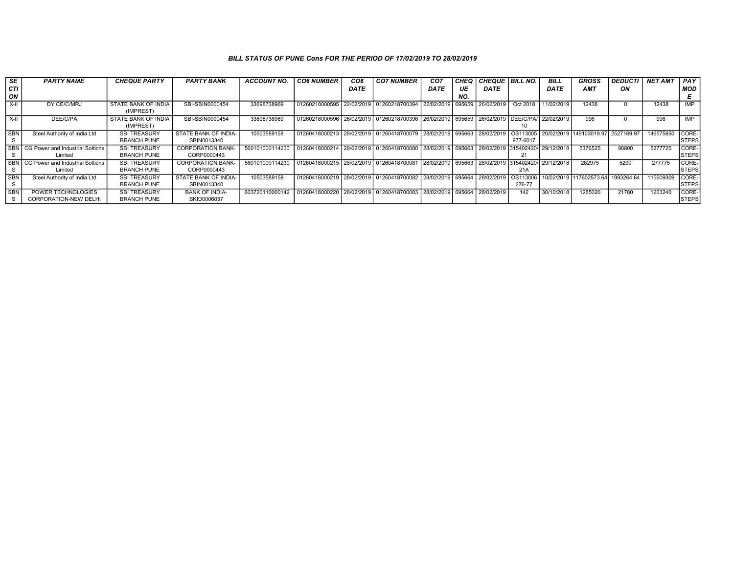*BILL STATUS OF PUNE Cons FOR THE PERIOD OF 17/02/2019 TO 28/02/2019*

| SECTION | PARTY NAME | CHEQUE PARTY | PARTY BANK | ACCOUNT NO. | CO6 NUMBER | CO6 DATE | CO7 NUMBER | CO7 DATE | CHEQUE NO. | CHEQUE DATE | BILL NO. | BILL DATE | GROSS AMT | DEDUCTION | NET AMT | PAY MODE |
|---|---|---|---|---|---|---|---|---|---|---|---|---|---|---|---|---|
| X-II | DY CE/C/MRJ | STATE BANK OF INDIA (IMPREST) | SBI-SBIN0000454 | 33698738969 | 01260218000595 | 22/02/2019 | 01260218700394 | 22/02/2019 | 695659 | 26/02/2019 | Oct 2018 | 11/02/2019 | 12438 | 0 | 12438 | IMP |
| X-II | DEE/C/PA | STATE BANK OF INDIA (IMPREST) | SBI-SBIN0000454 | 33698738969 | 01260218000596 | 26/02/2019 | 01260218700396 | 26/02/2019 | 695659 | 26/02/2019 | DEE/C/PA/10 | 22/02/2019 | 996 | 0 | 996 | IMP |
| SBNS | Steel Authority of India Ltd | SBI TREASURY BRANCH PUNE | STATE BANK OF INDIA-SBIN0013340 | 10503589158 | 01260418000213 | 28/02/2019 | 01260418700079 | 28/02/2019 | 695663 | 28/02/2019 | OS113005977-6017 | 20/02/2019 | 149103019.97 | 2527169.97 | 146575850 | CORE-STEPS |
| SBNS | CG Power and Industrial Soltions Limited | SBI TREASURY BRANCH PUNE | CORPORATION BANK-CORP0000443 | 560101000114230 | 01260418000214 | 28/02/2019 | 01260418700080 | 28/02/2019 | 695663 | 28/02/2019 | 315402420/21 | 29/12/2018 | 5376525 | 98800 | 5277725 | CORE-STEPS |
| SBNS | CG Power and Industrial Soltions Limited | SBI TREASURY BRANCH PUNE | CORPORATION BANK-CORP0000443 | 560101000114230 | 01260418000215 | 28/02/2019 | 01260418700081 | 28/02/2019 | 695663 | 28/02/2019 | 315402420/21A | 29/12/2018 | 282975 | 5200 | 277775 | CORE-STEPS |
| SBNS | Steel Authority of India Ltd | SBI TREASURY BRANCH PUNE | STATE BANK OF INDIA-SBIN0013340 | 10503589158 | 01260418000219 | 28/02/2019 | 01260418700082 | 28/02/2019 | 695664 | 28/02/2019 | OS113006276-77 | 10/02/2019 | 117602573.64 | 1993264.64 | 115609309 | CORE-STEPS |
| SBNS | POWER TECHNOLOGIES CORPORATION-NEW DELHI | SBI TREASURY BRANCH PUNE | BANK OF INDIA-BKID0006037 | 603720110000142 | 01260418000220 | 28/02/2019 | 01260418700083 | 28/02/2019 | 695664 | 28/02/2019 | 142 | 30/10/2018 | 1285020 | 21780 | 1263240 | CORE-STEPS |